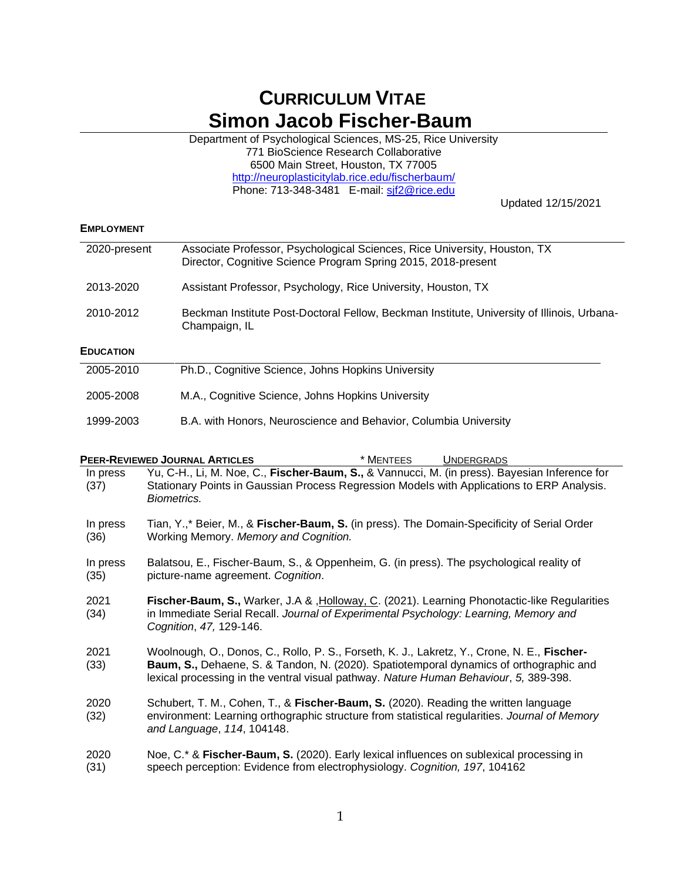# CURRICULUM VITAE
# Simon Jacob Fischer-Baum

Department of Psychological Sciences, MS-25, Rice University
771 BioScience Research Collaborative
6500 Main Street, Houston, TX 77005
http://neuroplasticitylab.rice.edu/fischerbaum/
Phone: 713-348-3481 E-mail: sjf2@rice.edu

Updated 12/15/2021

## EMPLOYMENT

| | |
|---|---|
| 2020-present | Associate Professor, Psychological Sciences, Rice University, Houston, TX<br>Director, Cognitive Science Program Spring 2015, 2018-present |
| 2013-2020 | Assistant Professor, Psychology, Rice University, Houston, TX |
| 2010-2012 | Beckman Institute Post-Doctoral Fellow, Beckman Institute, University of Illinois, Urbana-Champaign, IL |

## EDUCATION

| | |
|---|---|
| 2005-2010 | Ph.D., Cognitive Science, Johns Hopkins University |
| 2005-2008 | M.A., Cognitive Science, Johns Hopkins University |
| 1999-2003 | B.A. with Honors, Neuroscience and Behavior, Columbia University |

## PEER-REVIEWED JOURNAL ARTICLES

\* MENTEES &nbsp;&nbsp; <u>UNDERGRADS</u>

| | |
|---|---|
| In press (37) | Yu, C-H., Li, M. Noe, C., **Fischer-Baum, S.,** & Vannucci, M. (in press). Bayesian Inference for Stationary Points in Gaussian Process Regression Models with Applications to ERP Analysis. *Biometrics.* |
| In press (36) | Tian, Y.,* Beier, M., & **Fischer-Baum, S.** (in press). The Domain-Specificity of Serial Order Working Memory. *Memory and Cognition.* |
| In press (35) | Balatsou, E., Fischer-Baum, S., & Oppenheim, G. (in press). The psychological reality of picture-name agreement. *Cognition*. |
| 2021 (34) | **Fischer-Baum, S.,** Warker, J.A & ,<u>Holloway, C</u>. (2021). Learning Phonotactic-like Regularities in Immediate Serial Recall. *Journal of Experimental Psychology: Learning, Memory and Cognition*, *47,* 129-146. |
| 2021 (33) | Woolnough, O., Donos, C., Rollo, P. S., Forseth, K. J., Lakretz, Y., Crone, N. E., **Fischer-Baum, S.,** Dehaene, S. & Tandon, N. (2020). Spatiotemporal dynamics of orthographic and lexical processing in the ventral visual pathway. *Nature Human Behaviour*, *5,* 389-398. |
| 2020 (32) | Schubert, T. M., Cohen, T., & **Fischer-Baum, S.** (2020). Reading the written language environment: Learning orthographic structure from statistical regularities. *Journal of Memory and Language*, *114*, 104148. |
| 2020 (31) | Noe, C.* & **Fischer-Baum, S.** (2020). Early lexical influences on sublexical processing in speech perception: Evidence from electrophysiology. *Cognition, 197*, 104162 |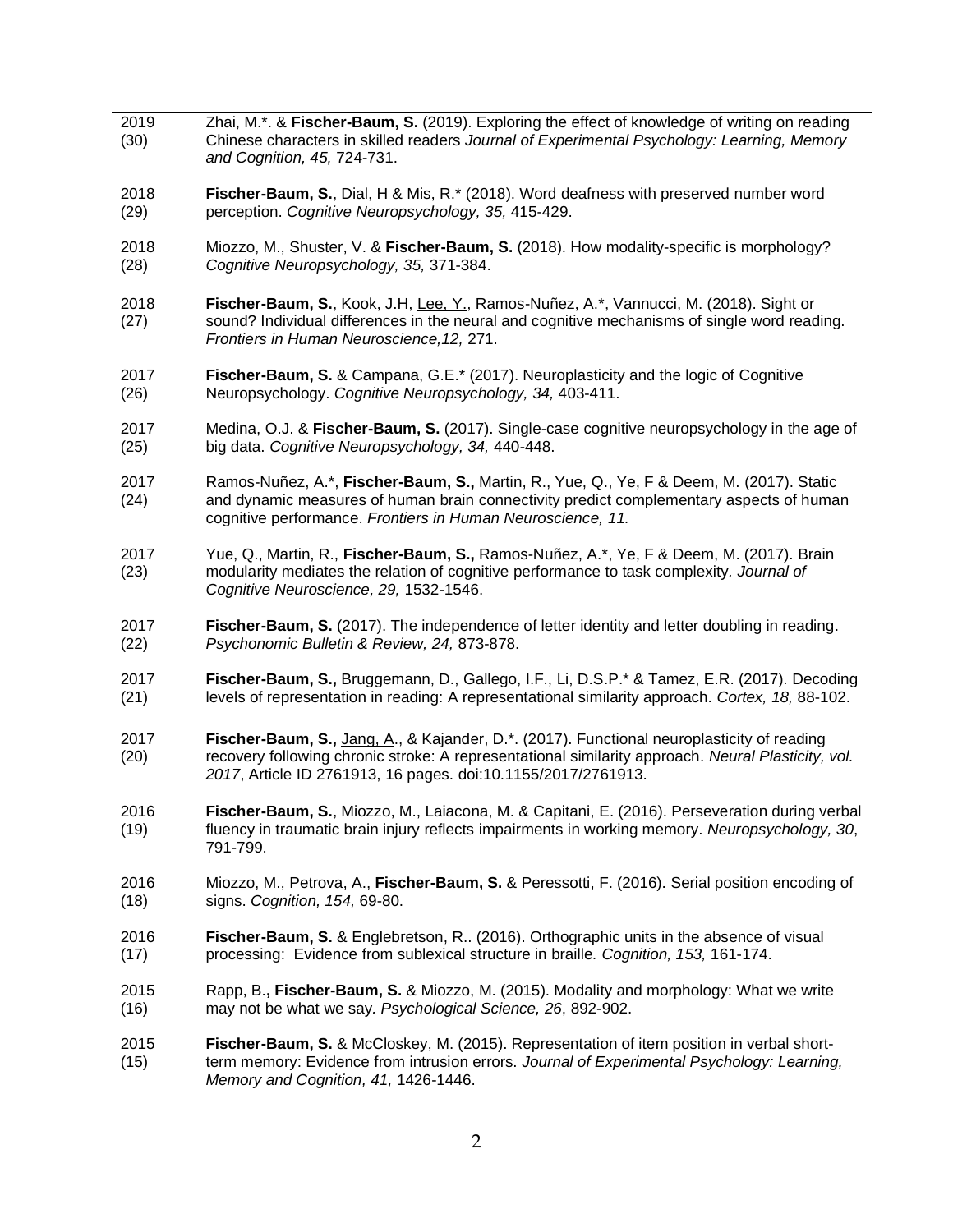2019 (30) Zhai, M.*. & **Fischer-Baum, S.** (2019). Exploring the effect of knowledge of writing on reading Chinese characters in skilled readers *Journal of Experimental Psychology: Learning, Memory and Cognition, 45,* 724-731.

2018 (29) **Fischer-Baum, S.**, Dial, H & Mis, R.* (2018). Word deafness with preserved number word perception. *Cognitive Neuropsychology, 35,* 415-429.

2018 (28) Miozzo, M., Shuster, V. & **Fischer-Baum, S.** (2018). How modality-specific is morphology? *Cognitive Neuropsychology, 35,* 371-384.

2018 (27) **Fischer-Baum, S.**, Kook, J.H, Lee, Y., Ramos-Nuñez, A.*, Vannucci, M. (2018). Sight or sound? Individual differences in the neural and cognitive mechanisms of single word reading. *Frontiers in Human Neuroscience,12,* 271.

2017 (26) **Fischer-Baum, S.** & Campana, G.E.* (2017). Neuroplasticity and the logic of Cognitive Neuropsychology. *Cognitive Neuropsychology, 34,* 403-411.

2017 (25) Medina, O.J. & **Fischer-Baum, S.** (2017). Single-case cognitive neuropsychology in the age of big data. *Cognitive Neuropsychology, 34,* 440-448.

2017 (24) Ramos-Nuñez, A.*, **Fischer-Baum, S.,** Martin, R., Yue, Q., Ye, F & Deem, M. (2017). Static and dynamic measures of human brain connectivity predict complementary aspects of human cognitive performance. *Frontiers in Human Neuroscience, 11.*

2017 (23) Yue, Q., Martin, R., **Fischer-Baum, S.,** Ramos-Nuñez, A.*, Ye, F & Deem, M. (2017). Brain modularity mediates the relation of cognitive performance to task complexity. *Journal of Cognitive Neuroscience, 29,* 1532-1546.

2017 (22) **Fischer-Baum, S.** (2017). The independence of letter identity and letter doubling in reading. *Psychonomic Bulletin & Review, 24,* 873-878.

2017 (21) **Fischer-Baum, S.,** Bruggemann, D., Gallego, I.F., Li, D.S.P.* & Tamez, E.R. (2017). Decoding levels of representation in reading: A representational similarity approach. *Cortex, 18,* 88-102.

2017 (20) **Fischer-Baum, S.,** Jang, A., & Kajander, D.*. (2017). Functional neuroplasticity of reading recovery following chronic stroke: A representational similarity approach. *Neural Plasticity, vol. 2017*, Article ID 2761913, 16 pages. doi:10.1155/2017/2761913.

2016 (19) **Fischer-Baum, S.**, Miozzo, M., Laiacona, M. & Capitani, E. (2016). Perseveration during verbal fluency in traumatic brain injury reflects impairments in working memory. *Neuropsychology, 30*, 791-799.

2016 (18) Miozzo, M., Petrova, A., **Fischer-Baum, S.** & Peressotti, F. (2016). Serial position encoding of signs. *Cognition, 154,* 69-80.

2016 (17) **Fischer-Baum, S.** & Englebretson, R.. (2016). Orthographic units in the absence of visual processing: Evidence from sublexical structure in braille*. Cognition, 153,* 161-174.

2015 (16) Rapp, B.**, Fischer-Baum, S.** & Miozzo, M. (2015). Modality and morphology: What we write may not be what we say. *Psychological Science, 26*, 892-902.

2015 (15) **Fischer-Baum, S.** & McCloskey, M. (2015). Representation of item position in verbal short-term memory: Evidence from intrusion errors. *Journal of Experimental Psychology: Learning, Memory and Cognition, 41,* 1426-1446.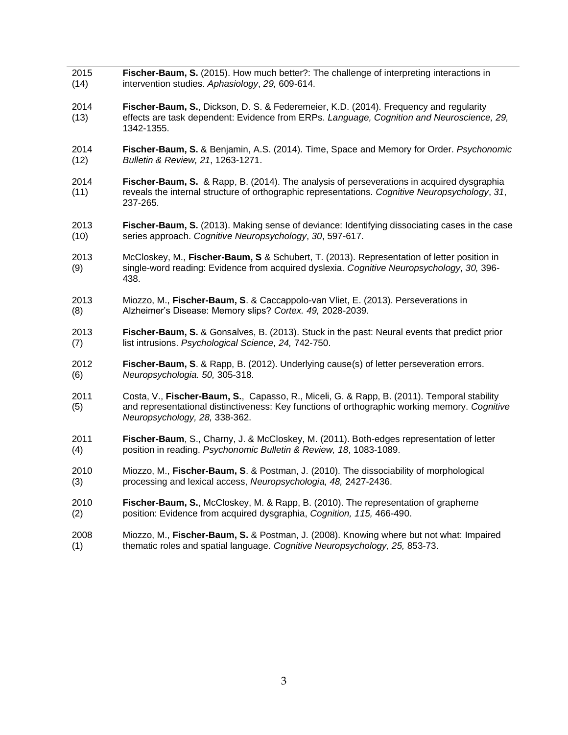| | |
|---|---|
| 2015<br>(14) | **Fischer-Baum, S.** (2015). How much better?: The challenge of interpreting interactions in intervention studies. *Aphasiology*, *29,* 609-614. |
| 2014<br>(13) | **Fischer-Baum, S.**, Dickson, D. S. & Federemeier, K.D. (2014). Frequency and regularity effects are task dependent: Evidence from ERPs. *Language, Cognition and Neuroscience, 29,* 1342-1355. |
| 2014<br>(12) | **Fischer-Baum, S.** & Benjamin, A.S. (2014). Time, Space and Memory for Order. *Psychonomic Bulletin & Review, 21*, 1263-1271. |
| 2014<br>(11) | **Fischer-Baum, S.** & Rapp, B. (2014). The analysis of perseverations in acquired dysgraphia reveals the internal structure of orthographic representations. *Cognitive Neuropsychology*, *31*, 237-265. |
| 2013<br>(10) | **Fischer-Baum, S.** (2013). Making sense of deviance: Identifying dissociating cases in the case series approach. *Cognitive Neuropsychology*, *30*, 597-617. |
| 2013<br>(9) | McCloskey, M., **Fischer-Baum, S** & Schubert, T. (2013). Representation of letter position in single-word reading: Evidence from acquired dyslexia. *Cognitive Neuropsychology*, *30,* 396-438. |
| 2013<br>(8) | Miozzo, M., **Fischer-Baum, S**. & Caccappolo-van Vliet, E. (2013). Perseverations in Alzheimer's Disease: Memory slips? *Cortex. 49,* 2028-2039. |
| 2013<br>(7) | **Fischer-Baum, S.** & Gonsalves, B. (2013). Stuck in the past: Neural events that predict prior list intrusions. *Psychological Science, 24,* 742-750. |
| 2012<br>(6) | **Fischer-Baum, S**. & Rapp, B. (2012). Underlying cause(s) of letter perseveration errors. *Neuropsychologia. 50,* 305-318. |
| 2011<br>(5) | Costa, V., **Fischer-Baum, S.**, Capasso, R., Miceli, G. & Rapp, B. (2011). Temporal stability and representational distinctiveness: Key functions of orthographic working memory. *Cognitive Neuropsychology, 28,* 338-362. |
| 2011<br>(4) | **Fischer-Baum**, S., Charny, J. & McCloskey, M. (2011). Both-edges representation of letter position in reading. *Psychonomic Bulletin & Review, 18*, 1083-1089. |
| 2010<br>(3) | Miozzo, M., **Fischer-Baum, S**. & Postman, J. (2010). The dissociability of morphological processing and lexical access, *Neuropsychologia, 48,* 2427-2436. |
| 2010<br>(2) | **Fischer-Baum, S.**, McCloskey, M. & Rapp, B. (2010). The representation of grapheme position: Evidence from acquired dysgraphia, *Cognition, 115,* 466-490. |
| 2008<br>(1) | Miozzo, M., **Fischer-Baum, S.** & Postman, J. (2008). Knowing where but not what: Impaired thematic roles and spatial language. *Cognitive Neuropsychology, 25,* 853-73. |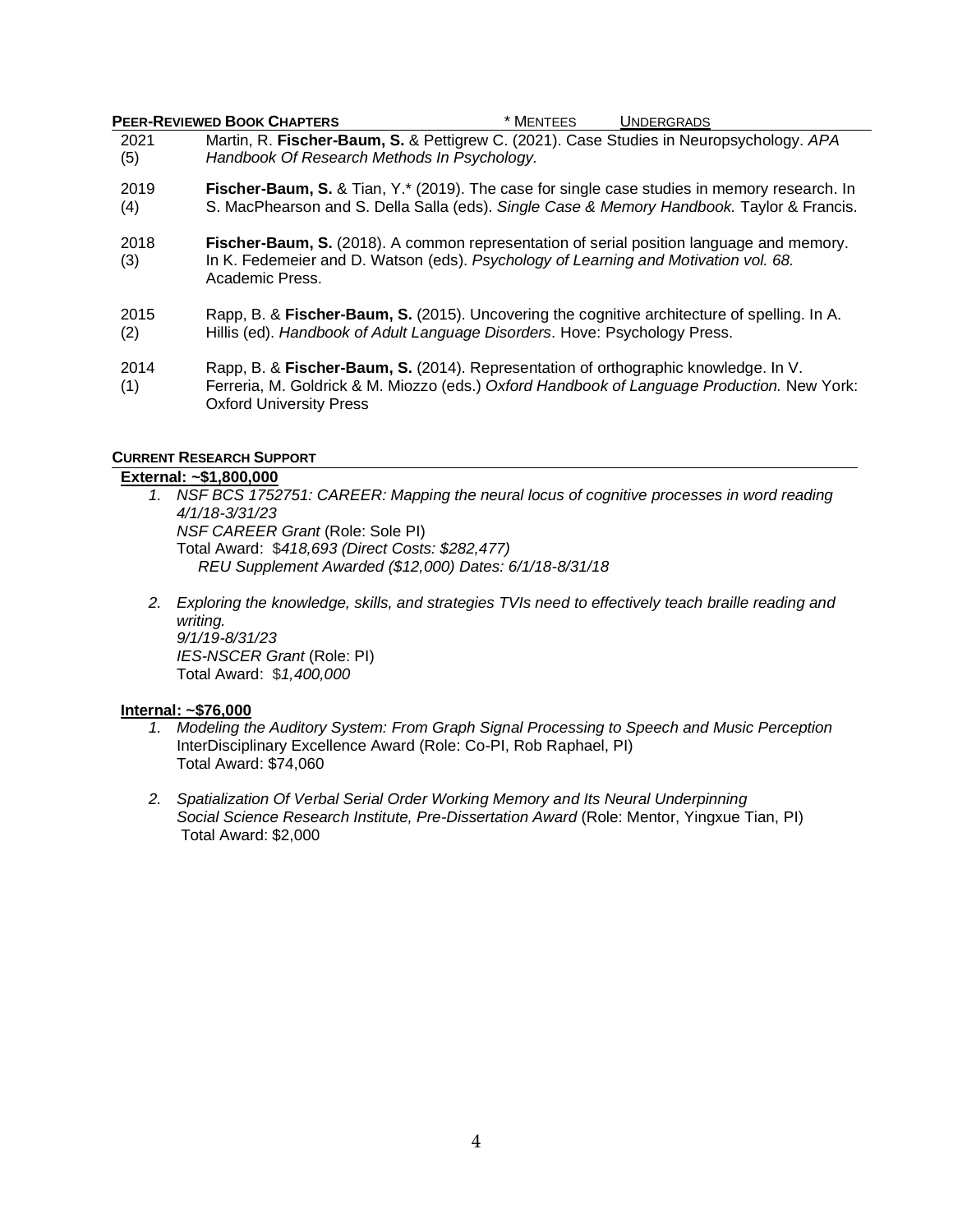### PEER-REVIEWED BOOK CHAPTERS

\* MENTEES UNDERGRADS

2021 (5) Martin, R. **Fischer-Baum, S.** & Pettigrew C. (2021). Case Studies in Neuropsychology. *APA Handbook Of Research Methods In Psychology.*

2019 (4) **Fischer-Baum, S.** & Tian, Y.* (2019). The case for single case studies in memory research. In S. MacPhearson and S. Della Salla (eds). *Single Case & Memory Handbook.* Taylor & Francis.

2018 (3) **Fischer-Baum, S.** (2018). A common representation of serial position language and memory. In K. Fedemeier and D. Watson (eds). *Psychology of Learning and Motivation vol. 68.* Academic Press.

2015 (2) Rapp, B. & **Fischer-Baum, S.** (2015). Uncovering the cognitive architecture of spelling. In A. Hillis (ed). *Handbook of Adult Language Disorders*. Hove: Psychology Press.

2014 (1) Rapp, B. & **Fischer-Baum, S.** (2014). Representation of orthographic knowledge. In V. Ferreria, M. Goldrick & M. Miozzo (eds.) *Oxford Handbook of Language Production.* New York: Oxford University Press

### CURRENT RESEARCH SUPPORT

**External: ~$1,800,000**

1. *NSF BCS 1752751: CAREER: Mapping the neural locus of cognitive processes in word reading*
   *4/1/18-3/31/23*
   *NSF CAREER Grant* (Role: Sole PI)
   Total Award: $*418,693 (Direct Costs: $282,477)*
   *REU Supplement Awarded ($12,000) Dates: 6/1/18-8/31/18*

2. *Exploring the knowledge, skills, and strategies TVIs need to effectively teach braille reading and writing.*
   *9/1/19-8/31/23*
   *IES-NSCER Grant* (Role: PI)
   Total Award: $*1,400,000*

**Internal: ~$76,000**

1. *Modeling the Auditory System: From Graph Signal Processing to Speech and Music Perception*
   InterDisciplinary Excellence Award (Role: Co-PI, Rob Raphael, PI)
   Total Award: $74,060

2. *Spatialization Of Verbal Serial Order Working Memory and Its Neural Underpinning*
   *Social Science Research Institute, Pre-Dissertation Award* (Role: Mentor, Yingxue Tian, PI)
   Total Award: $2,000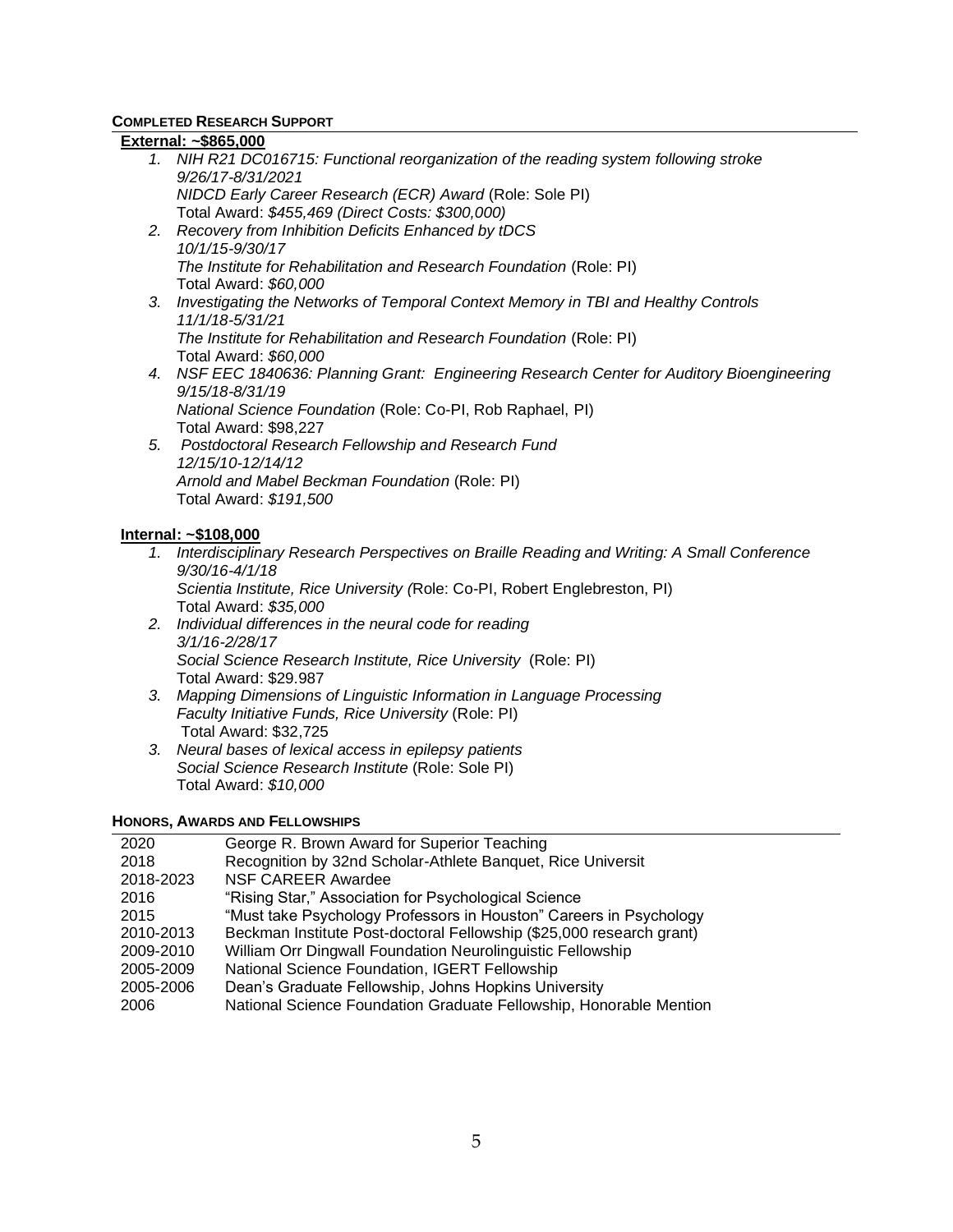## COMPLETED RESEARCH SUPPORT

**External: ~$865,000**

1. *NIH R21 DC016715: Functional reorganization of the reading system following stroke*
   *9/26/17-8/31/2021*
   *NIDCD Early Career Research (ECR) Award* (Role: Sole PI)
   Total Award: *$455,469 (Direct Costs: $300,000)*
2. *Recovery from Inhibition Deficits Enhanced by tDCS*
   *10/1/15-9/30/17*
   *The Institute for Rehabilitation and Research Foundation* (Role: PI)
   Total Award: *$60,000*
3. *Investigating the Networks of Temporal Context Memory in TBI and Healthy Controls*
   *11/1/18-5/31/21*
   *The Institute for Rehabilitation and Research Foundation* (Role: PI)
   Total Award: *$60,000*
4. *NSF EEC 1840636: Planning Grant: Engineering Research Center for Auditory Bioengineering*
   *9/15/18-8/31/19*
   *National Science Foundation* (Role: Co-PI, Rob Raphael, PI)
   Total Award: $98,227
5. *Postdoctoral Research Fellowship and Research Fund*
   *12/15/10-12/14/12*
   *Arnold and Mabel Beckman Foundation* (Role: PI)
   Total Award: *$191,500*

**Internal: ~$108,000**

1. *Interdisciplinary Research Perspectives on Braille Reading and Writing: A Small Conference*
   *9/30/16-4/1/18*
   *Scientia Institute, Rice University (*Role: Co-PI, Robert Englebreston, PI)
   Total Award: *$35,000*
2. *Individual differences in the neural code for reading*
   *3/1/16-2/28/17*
   *Social Science Research Institute, Rice University* (Role: PI)
   Total Award: $29.987
3. *Mapping Dimensions of Linguistic Information in Language Processing*
   *Faculty Initiative Funds, Rice University* (Role: PI)
   Total Award: $32,725
3. *Neural bases of lexical access in epilepsy patients*
   *Social Science Research Institute* (Role: Sole PI)
   Total Award: *$10,000*

## HONORS, AWARDS AND FELLOWSHIPS

| | |
|---|---|
| 2020 | George R. Brown Award for Superior Teaching |
| 2018 | Recognition by 32nd Scholar-Athlete Banquet, Rice Universit |
| 2018-2023 | NSF CAREER Awardee |
| 2016 | "Rising Star," Association for Psychological Science |
| 2015 | "Must take Psychology Professors in Houston" Careers in Psychology |
| 2010-2013 | Beckman Institute Post-doctoral Fellowship ($25,000 research grant) |
| 2009-2010 | William Orr Dingwall Foundation Neurolinguistic Fellowship |
| 2005-2009 | National Science Foundation, IGERT Fellowship |
| 2005-2006 | Dean's Graduate Fellowship, Johns Hopkins University |
| 2006 | National Science Foundation Graduate Fellowship, Honorable Mention |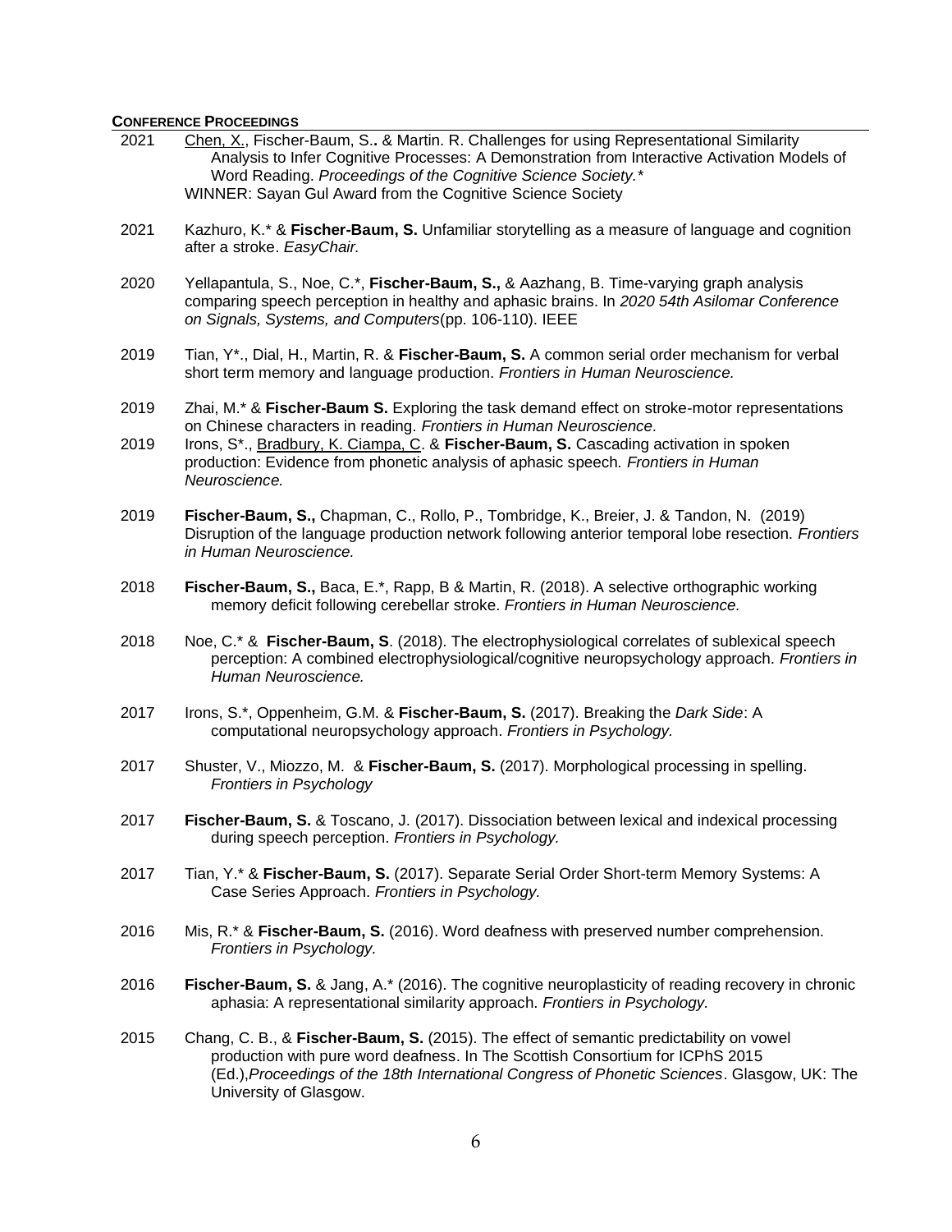**CONFERENCE PROCEEDINGS**

2021 Chen, X., Fischer-Baum, S.**.** & Martin. R. Challenges for using Representational Similarity Analysis to Infer Cognitive Processes: A Demonstration from Interactive Activation Models of Word Reading. *Proceedings of the Cognitive Science Society.**
WINNER: Sayan Gul Award from the Cognitive Science Society

2021 Kazhuro, K.* & **Fischer-Baum, S.** Unfamiliar storytelling as a measure of language and cognition after a stroke. *EasyChair.*

2020 Yellapantula, S., Noe, C.*, **Fischer-Baum, S.,** & Aazhang, B. Time-varying graph analysis comparing speech perception in healthy and aphasic brains. In *2020 54th Asilomar Conference on Signals, Systems, and Computers*(pp. 106-110). IEEE

2019 Tian, Y*., Dial, H., Martin, R. & **Fischer-Baum, S.** A common serial order mechanism for verbal short term memory and language production. *Frontiers in Human Neuroscience.*

2019 Zhai, M.* & **Fischer-Baum S.** Exploring the task demand effect on stroke-motor representations on Chinese characters in reading. *Frontiers in Human Neuroscience.*

2019 Irons, S*., Bradbury, K. Ciampa, C. & **Fischer-Baum, S.** Cascading activation in spoken production: Evidence from phonetic analysis of aphasic speech*. Frontiers in Human Neuroscience.*

2019 **Fischer-Baum, S.,** Chapman, C., Rollo, P., Tombridge, K., Breier, J. & Tandon, N. (2019) Disruption of the language production network following anterior temporal lobe resection. *Frontiers in Human Neuroscience.*

2018 **Fischer-Baum, S.,** Baca, E.*, Rapp, B & Martin, R. (2018). A selective orthographic working memory deficit following cerebellar stroke. *Frontiers in Human Neuroscience.*

2018 Noe, C.* & **Fischer-Baum, S**. (2018). The electrophysiological correlates of sublexical speech perception: A combined electrophysiological/cognitive neuropsychology approach. *Frontiers in Human Neuroscience.*

2017 Irons, S.*, Oppenheim, G.M. & **Fischer-Baum, S.** (2017). Breaking the *Dark Side*: A computational neuropsychology approach. *Frontiers in Psychology.*

2017 Shuster, V., Miozzo, M. & **Fischer-Baum, S.** (2017). Morphological processing in spelling. *Frontiers in Psychology*

2017 **Fischer-Baum, S.** & Toscano, J. (2017). Dissociation between lexical and indexical processing during speech perception. *Frontiers in Psychology.*

2017 Tian, Y.* & **Fischer-Baum, S.** (2017). Separate Serial Order Short-term Memory Systems: A Case Series Approach. *Frontiers in Psychology.*

2016 Mis, R.* & **Fischer-Baum, S.** (2016). Word deafness with preserved number comprehension. *Frontiers in Psychology.*

2016 **Fischer-Baum, S.** & Jang, A.* (2016). The cognitive neuroplasticity of reading recovery in chronic aphasia: A representational similarity approach. *Frontiers in Psychology.*

2015 Chang, C. B., & **Fischer-Baum, S.** (2015). The effect of semantic predictability on vowel production with pure word deafness. In The Scottish Consortium for ICPhS 2015 (Ed.),*Proceedings of the 18th International Congress of Phonetic Sciences*. Glasgow, UK: The University of Glasgow.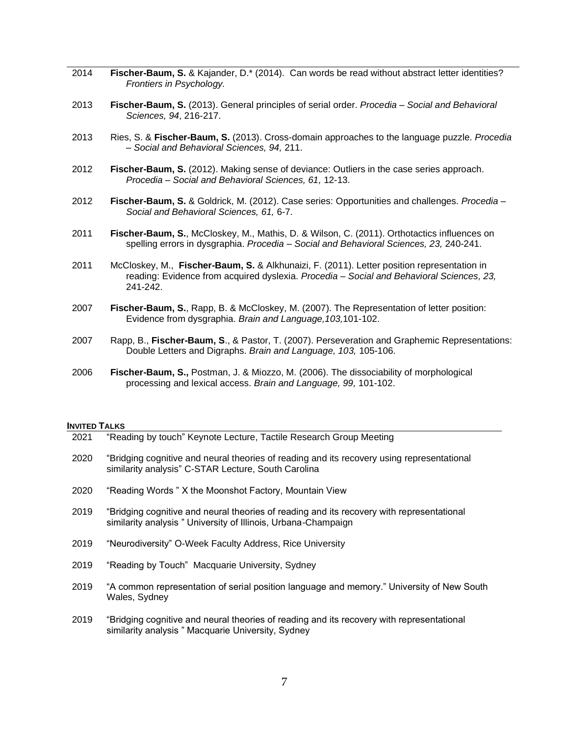2014 **Fischer-Baum, S.** & Kajander, D.* (2014). Can words be read without abstract letter identities? *Frontiers in Psychology.*

2013 **Fischer-Baum, S.** (2013). General principles of serial order. *Procedia – Social and Behavioral Sciences, 94*, 216-217.

2013 Ries, S. & **Fischer-Baum, S.** (2013). Cross-domain approaches to the language puzzle. *Procedia – Social and Behavioral Sciences, 94,* 211.

2012 **Fischer-Baum, S.** (2012). Making sense of deviance: Outliers in the case series approach. *Procedia – Social and Behavioral Sciences, 61,* 12-13.

2012 **Fischer-Baum, S.** & Goldrick, M. (2012). Case series: Opportunities and challenges. *Procedia – Social and Behavioral Sciences, 61,* 6-7.

2011 **Fischer-Baum, S.**, McCloskey, M., Mathis, D. & Wilson, C. (2011). Orthotactics influences on spelling errors in dysgraphia. *Procedia – Social and Behavioral Sciences, 23,* 240-241.

2011 McCloskey, M., **Fischer-Baum, S.** & Alkhunaizi, F. (2011). Letter position representation in reading: Evidence from acquired dyslexia. *Procedia – Social and Behavioral Sciences, 23,* 241-242.

2007 **Fischer-Baum, S.**, Rapp, B. & McCloskey, M. (2007). The Representation of letter position: Evidence from dysgraphia. *Brain and Language,103,*101-102.

2007 Rapp, B., **Fischer-Baum, S**., & Pastor, T. (2007). Perseveration and Graphemic Representations: Double Letters and Digraphs. *Brain and Language, 103,* 105-106.

2006 **Fischer-Baum, S.,** Postman, J. & Miozzo, M. (2006). The dissociability of morphological processing and lexical access. *Brain and Language, 99,* 101-102.

## INVITED TALKS

2021 "Reading by touch" Keynote Lecture, Tactile Research Group Meeting

2020 "Bridging cognitive and neural theories of reading and its recovery using representational similarity analysis" C-STAR Lecture, South Carolina

2020 "Reading Words " X the Moonshot Factory, Mountain View

2019 "Bridging cognitive and neural theories of reading and its recovery with representational similarity analysis " University of Illinois, Urbana-Champaign

2019 "Neurodiversity" O-Week Faculty Address, Rice University

2019 "Reading by Touch" Macquarie University, Sydney

2019 "A common representation of serial position language and memory." University of New South Wales, Sydney

2019 "Bridging cognitive and neural theories of reading and its recovery with representational similarity analysis " Macquarie University, Sydney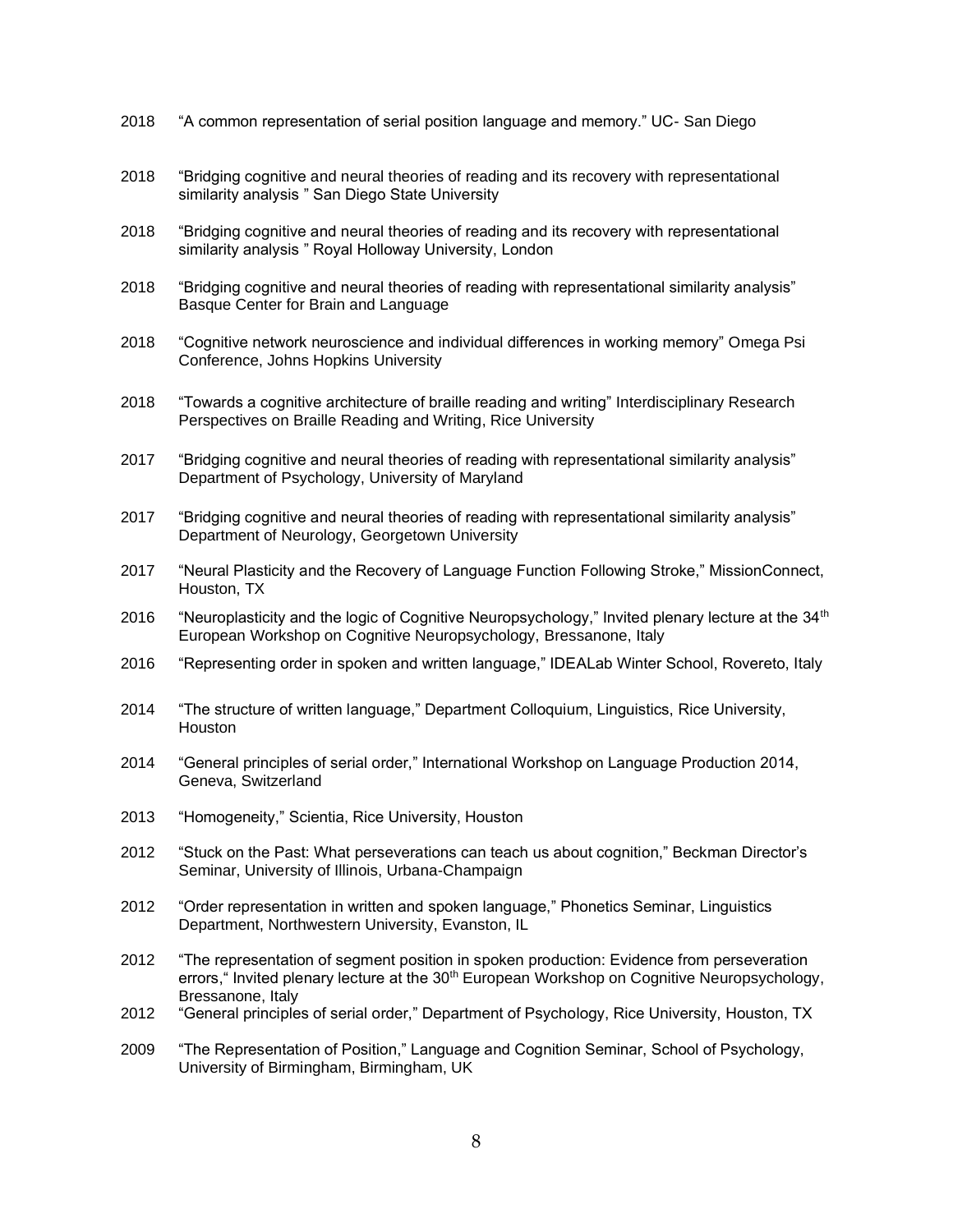2018 "A common representation of serial position language and memory." UC- San Diego

2018 "Bridging cognitive and neural theories of reading and its recovery with representational similarity analysis " San Diego State University

2018 "Bridging cognitive and neural theories of reading and its recovery with representational similarity analysis " Royal Holloway University, London

2018 "Bridging cognitive and neural theories of reading with representational similarity analysis" Basque Center for Brain and Language

2018 "Cognitive network neuroscience and individual differences in working memory" Omega Psi Conference, Johns Hopkins University

2018 "Towards a cognitive architecture of braille reading and writing" Interdisciplinary Research Perspectives on Braille Reading and Writing, Rice University

2017 "Bridging cognitive and neural theories of reading with representational similarity analysis" Department of Psychology, University of Maryland

2017 "Bridging cognitive and neural theories of reading with representational similarity analysis" Department of Neurology, Georgetown University

2017 "Neural Plasticity and the Recovery of Language Function Following Stroke," MissionConnect, Houston, TX

2016 "Neuroplasticity and the logic of Cognitive Neuropsychology," Invited plenary lecture at the 34th European Workshop on Cognitive Neuropsychology, Bressanone, Italy

2016 "Representing order in spoken and written language," IDEALab Winter School, Rovereto, Italy

2014 "The structure of written language," Department Colloquium, Linguistics, Rice University, Houston

2014 "General principles of serial order," International Workshop on Language Production 2014, Geneva, Switzerland

2013 "Homogeneity," Scientia, Rice University, Houston

2012 "Stuck on the Past: What perseverations can teach us about cognition," Beckman Director's Seminar, University of Illinois, Urbana-Champaign

2012 "Order representation in written and spoken language," Phonetics Seminar, Linguistics Department, Northwestern University, Evanston, IL

2012 "The representation of segment position in spoken production: Evidence from perseveration errors," Invited plenary lecture at the 30th European Workshop on Cognitive Neuropsychology, Bressanone, Italy

2012 "General principles of serial order," Department of Psychology, Rice University, Houston, TX

2009 "The Representation of Position," Language and Cognition Seminar, School of Psychology, University of Birmingham, Birmingham, UK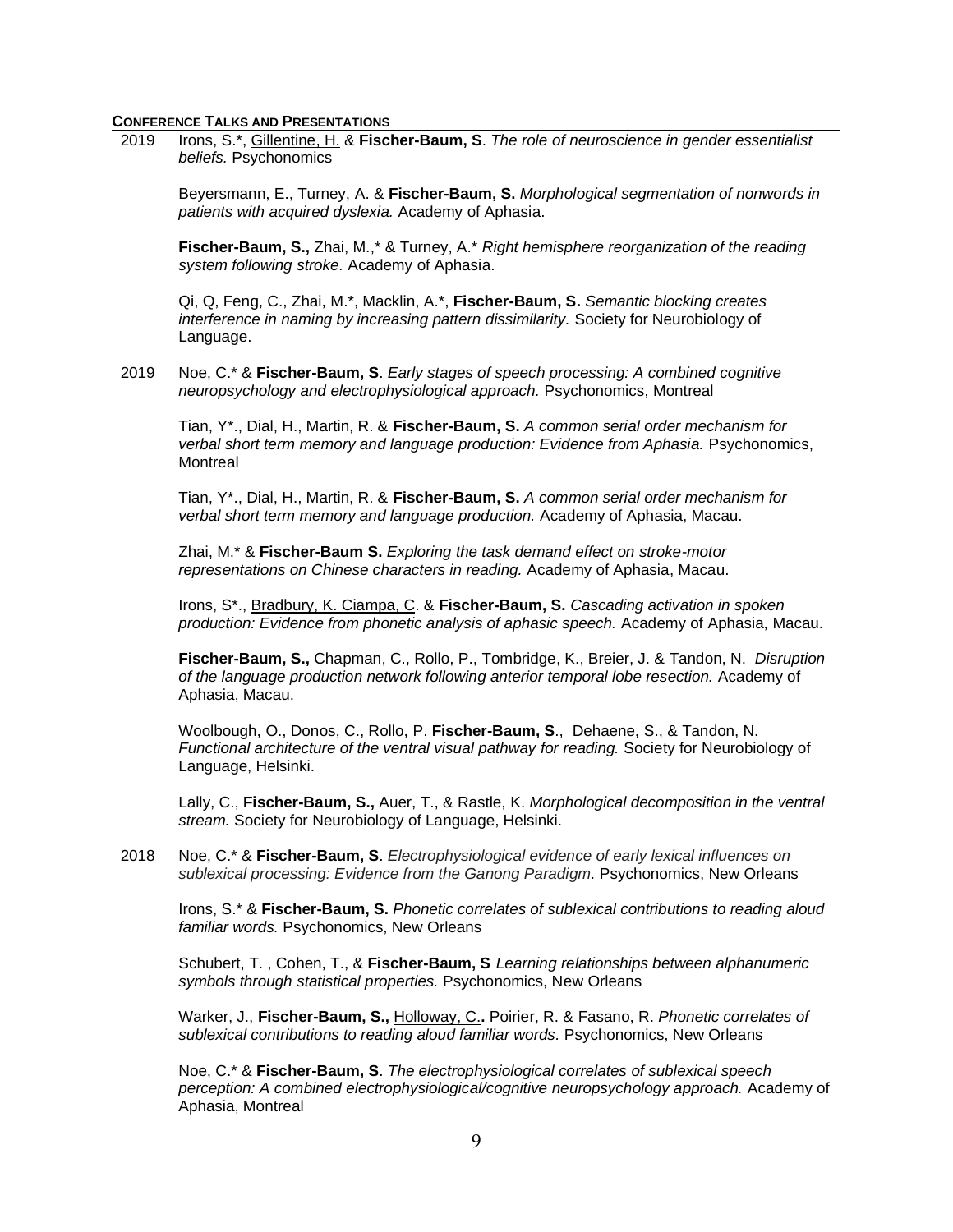**CONFERENCE TALKS AND PRESENTATIONS**

2019 Irons, S.*, <u>Gillentine, H.</u> & **Fischer-Baum, S**. *The role of neuroscience in gender essentialist beliefs.* Psychonomics

Beyersmann, E., Turney, A. & **Fischer-Baum, S.** *Morphological segmentation of nonwords in patients with acquired dyslexia.* Academy of Aphasia.

**Fischer-Baum, S.,** Zhai, M.,* & Turney, A.* *Right hemisphere reorganization of the reading system following stroke.* Academy of Aphasia.

Qi, Q, Feng, C., Zhai, M.*, Macklin, A.*, **Fischer-Baum, S.** *Semantic blocking creates interference in naming by increasing pattern dissimilarity.* Society for Neurobiology of Language.

2019 Noe, C.* & **Fischer-Baum, S**. *Early stages of speech processing: A combined cognitive neuropsychology and electrophysiological approach.* Psychonomics, Montreal

Tian, Y*., Dial, H., Martin, R. & **Fischer-Baum, S.** *A common serial order mechanism for verbal short term memory and language production: Evidence from Aphasia.* Psychonomics, Montreal

Tian, Y*., Dial, H., Martin, R. & **Fischer-Baum, S.** *A common serial order mechanism for verbal short term memory and language production.* Academy of Aphasia, Macau.

Zhai, M.* & **Fischer-Baum S.** *Exploring the task demand effect on stroke-motor representations on Chinese characters in reading.* Academy of Aphasia, Macau.

Irons, S*., <u>Bradbury, K. Ciampa, C</u>. & **Fischer-Baum, S.** *Cascading activation in spoken production: Evidence from phonetic analysis of aphasic speech.* Academy of Aphasia, Macau.

**Fischer-Baum, S.,** Chapman, C., Rollo, P., Tombridge, K., Breier, J. & Tandon, N. *Disruption of the language production network following anterior temporal lobe resection.* Academy of Aphasia, Macau.

Woolbough, O., Donos, C., Rollo, P. **Fischer-Baum, S**., Dehaene, S., & Tandon, N. *Functional architecture of the ventral visual pathway for reading.* Society for Neurobiology of Language, Helsinki.

Lally, C., **Fischer-Baum, S.,** Auer, T., & Rastle, K. *Morphological decomposition in the ventral stream.* Society for Neurobiology of Language, Helsinki.

2018 Noe, C.* & **Fischer-Baum, S**. *Electrophysiological evidence of early lexical influences on sublexical processing: Evidence from the Ganong Paradigm.* Psychonomics, New Orleans

Irons, S.* & **Fischer-Baum, S.** *Phonetic correlates of sublexical contributions to reading aloud familiar words.* Psychonomics, New Orleans

Schubert, T. , Cohen, T., & **Fischer-Baum, S** *Learning relationships between alphanumeric symbols through statistical properties.* Psychonomics, New Orleans

Warker, J., **Fischer-Baum, S.,** <u>Holloway, C.</u>**.** Poirier, R. & Fasano, R. *Phonetic correlates of sublexical contributions to reading aloud familiar words.* Psychonomics, New Orleans

Noe, C.* & **Fischer-Baum, S**. *The electrophysiological correlates of sublexical speech perception: A combined electrophysiological/cognitive neuropsychology approach.* Academy of Aphasia, Montreal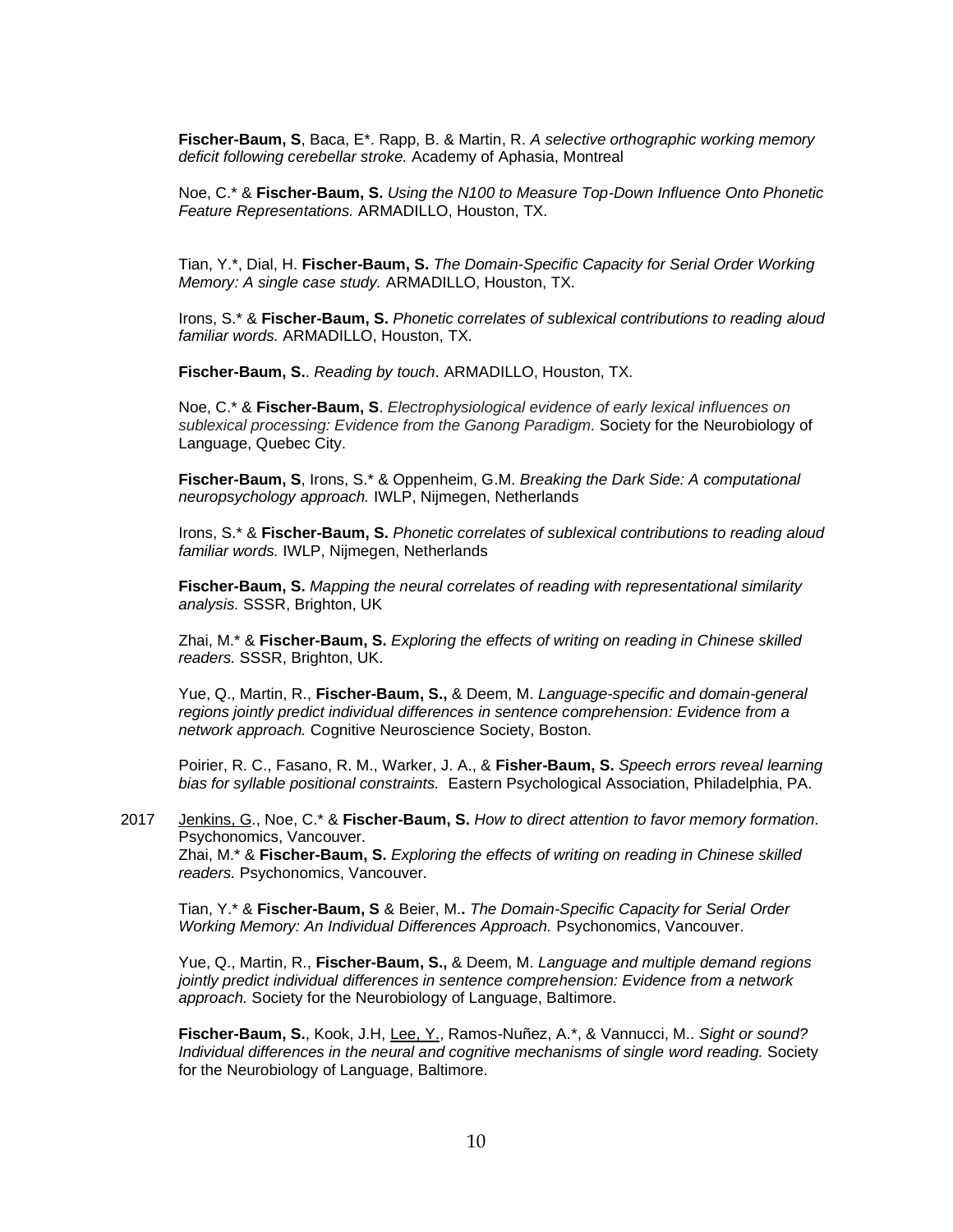**Fischer-Baum, S**, Baca, E*. Rapp, B. & Martin, R. *A selective orthographic working memory deficit following cerebellar stroke.* Academy of Aphasia, Montreal

Noe, C.* & **Fischer-Baum, S.** *Using the N100 to Measure Top-Down Influence Onto Phonetic Feature Representations.* ARMADILLO, Houston, TX.

Tian, Y.*, Dial, H. **Fischer-Baum, S.** *The Domain-Specific Capacity for Serial Order Working Memory: A single case study.* ARMADILLO, Houston, TX.

Irons, S.* & **Fischer-Baum, S.** *Phonetic correlates of sublexical contributions to reading aloud familiar words.* ARMADILLO, Houston, TX.

**Fischer-Baum, S.**. *Reading by touch*. ARMADILLO, Houston, TX.

Noe, C.* & **Fischer-Baum, S**. *Electrophysiological evidence of early lexical influences on sublexical processing: Evidence from the Ganong Paradigm.* Society for the Neurobiology of Language, Quebec City.

**Fischer-Baum, S**, Irons, S.* & Oppenheim, G.M. *Breaking the Dark Side: A computational neuropsychology approach.* IWLP, Nijmegen, Netherlands

Irons, S.* & **Fischer-Baum, S.** *Phonetic correlates of sublexical contributions to reading aloud familiar words.* IWLP, Nijmegen, Netherlands

**Fischer-Baum, S.** *Mapping the neural correlates of reading with representational similarity analysis.* SSSR, Brighton, UK

Zhai, M.* & **Fischer-Baum, S.** *Exploring the effects of writing on reading in Chinese skilled readers.* SSSR, Brighton, UK.

Yue, Q., Martin, R., **Fischer-Baum, S.,** & Deem, M. *Language-specific and domain-general regions jointly predict individual differences in sentence comprehension: Evidence from a network approach.* Cognitive Neuroscience Society, Boston.

Poirier, R. C., Fasano, R. M., Warker, J. A., & **Fisher-Baum, S.** *Speech errors reveal learning bias for syllable positional constraints.* Eastern Psychological Association, Philadelphia, PA.

2017 Jenkins, G., Noe, C.* & **Fischer-Baum, S.** *How to direct attention to favor memory formation.* Psychonomics, Vancouver.

Zhai, M.* & **Fischer-Baum, S.** *Exploring the effects of writing on reading in Chinese skilled readers.* Psychonomics, Vancouver.

Tian, Y.* & **Fischer-Baum, S** & Beier, M.. *The Domain-Specific Capacity for Serial Order Working Memory: An Individual Differences Approach.* Psychonomics, Vancouver.

Yue, Q., Martin, R., **Fischer-Baum, S.,** & Deem, M. *Language and multiple demand regions jointly predict individual differences in sentence comprehension: Evidence from a network approach.* Society for the Neurobiology of Language, Baltimore.

**Fischer-Baum, S.**, Kook, J.H, Lee, Y., Ramos-Nuñez, A.*, & Vannucci, M.. *Sight or sound? Individual differences in the neural and cognitive mechanisms of single word reading.* Society for the Neurobiology of Language, Baltimore.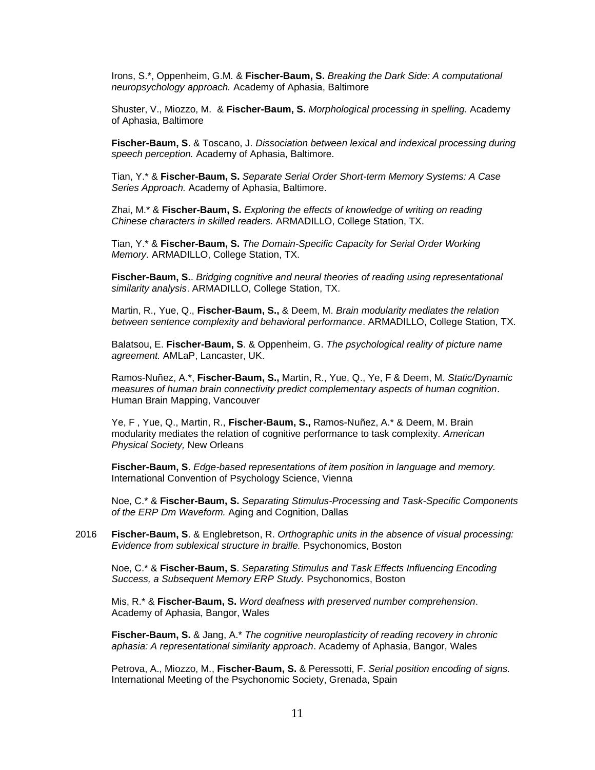Irons, S.*, Oppenheim, G.M. & **Fischer-Baum, S.** *Breaking the Dark Side: A computational neuropsychology approach.* Academy of Aphasia, Baltimore

Shuster, V., Miozzo, M. & **Fischer-Baum, S.** *Morphological processing in spelling.* Academy of Aphasia, Baltimore

**Fischer-Baum, S**. & Toscano, J. *Dissociation between lexical and indexical processing during speech perception.* Academy of Aphasia, Baltimore.

Tian, Y.* & **Fischer-Baum, S.** *Separate Serial Order Short-term Memory Systems: A Case Series Approach.* Academy of Aphasia, Baltimore.

Zhai, M.* & **Fischer-Baum, S.** *Exploring the effects of knowledge of writing on reading Chinese characters in skilled readers.* ARMADILLO, College Station, TX.

Tian, Y.* & **Fischer-Baum, S.** *The Domain-Specific Capacity for Serial Order Working Memory.* ARMADILLO, College Station, TX.

**Fischer-Baum, S.**. *Bridging cognitive and neural theories of reading using representational similarity analysis*. ARMADILLO, College Station, TX.

Martin, R., Yue, Q., **Fischer-Baum, S.,** & Deem, M. *Brain modularity mediates the relation between sentence complexity and behavioral performance*. ARMADILLO, College Station, TX.

Balatsou, E. **Fischer-Baum, S**. & Oppenheim, G. *The psychological reality of picture name agreement.* AMLaP, Lancaster, UK.

Ramos-Nuñez, A.*, **Fischer-Baum, S.,** Martin, R., Yue, Q., Ye, F & Deem, M. *Static/Dynamic measures of human brain connectivity predict complementary aspects of human cognition*. Human Brain Mapping, Vancouver

Ye, F , Yue, Q., Martin, R., **Fischer-Baum, S.,** Ramos-Nuñez, A.* & Deem, M. Brain modularity mediates the relation of cognitive performance to task complexity*. American Physical Society,* New Orleans

**Fischer-Baum, S**. *Edge-based representations of item position in language and memory.* International Convention of Psychology Science, Vienna

Noe, C.* & **Fischer-Baum, S.** *Separating Stimulus-Processing and Task-Specific Components of the ERP Dm Waveform.* Aging and Cognition, Dallas

2016 **Fischer-Baum, S**. & Englebretson, R. *Orthographic units in the absence of visual processing: Evidence from sublexical structure in braille.* Psychonomics, Boston

Noe, C.* & **Fischer-Baum, S**. *Separating Stimulus and Task Effects Influencing Encoding Success, a Subsequent Memory ERP Study.* Psychonomics, Boston

Mis, R.* & **Fischer-Baum, S.** *Word deafness with preserved number comprehension*. Academy of Aphasia, Bangor, Wales

**Fischer-Baum, S.** & Jang, A.* *The cognitive neuroplasticity of reading recovery in chronic aphasia: A representational similarity approach*. Academy of Aphasia, Bangor, Wales

Petrova, A., Miozzo, M., **Fischer-Baum, S.** & Peressotti, F. *Serial position encoding of signs.* International Meeting of the Psychonomic Society, Grenada, Spain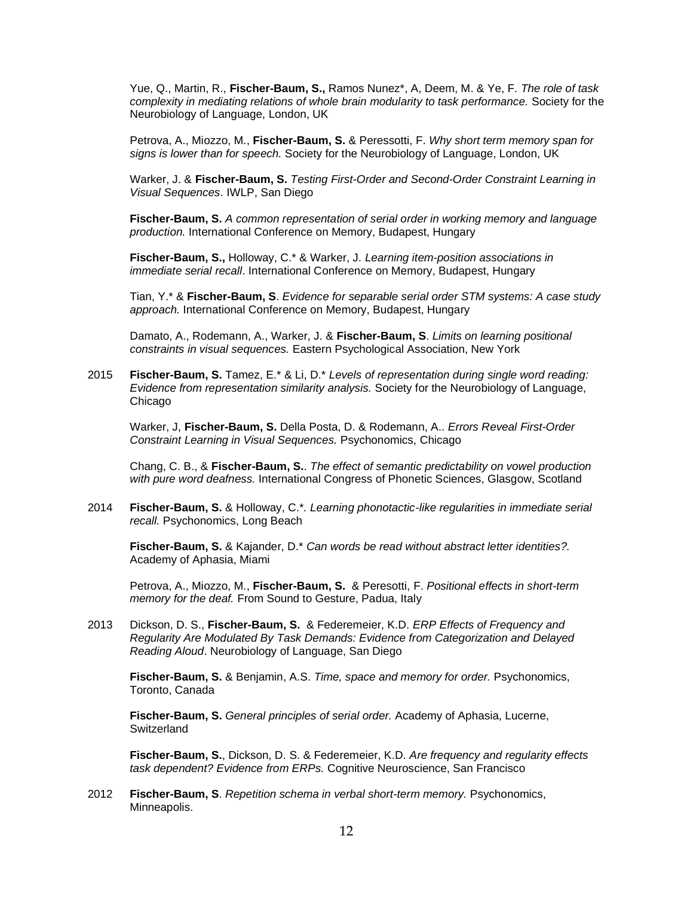Yue, Q., Martin, R., **Fischer-Baum, S.,** Ramos Nunez*, A, Deem, M. & Ye, F. *The role of task complexity in mediating relations of whole brain modularity to task performance.* Society for the Neurobiology of Language, London, UK

Petrova, A., Miozzo, M., **Fischer-Baum, S.** & Peressotti, F. *Why short term memory span for signs is lower than for speech.* Society for the Neurobiology of Language, London, UK

Warker, J. & **Fischer-Baum, S.** *Testing First-Order and Second-Order Constraint Learning in Visual Sequences*. IWLP, San Diego

**Fischer-Baum, S.** *A common representation of serial order in working memory and language production.* International Conference on Memory, Budapest, Hungary

**Fischer-Baum, S.,** Holloway, C.* & Warker, J. *Learning item-position associations in immediate serial recall*. International Conference on Memory, Budapest, Hungary

Tian, Y.* & **Fischer-Baum, S**. *Evidence for separable serial order STM systems: A case study approach.* International Conference on Memory, Budapest, Hungary

Damato, A., Rodemann, A., Warker, J. & **Fischer-Baum, S**. *Limits on learning positional constraints in visual sequences.* Eastern Psychological Association, New York

2015 **Fischer-Baum, S.** Tamez, E.* & Li, D.* *Levels of representation during single word reading: Evidence from representation similarity analysis.* Society for the Neurobiology of Language, Chicago

Warker, J, **Fischer-Baum, S.** Della Posta, D. & Rodemann, A.. *Errors Reveal First-Order Constraint Learning in Visual Sequences.* Psychonomics, Chicago

Chang, C. B., & **Fischer-Baum, S.**. *The effect of semantic predictability on vowel production with pure word deafness.* International Congress of Phonetic Sciences, Glasgow, Scotland

2014 **Fischer-Baum, S.** & Holloway, C.*. *Learning phonotactic-like regularities in immediate serial recall.* Psychonomics, Long Beach

**Fischer-Baum, S.** & Kajander, D.* *Can words be read without abstract letter identities?.* Academy of Aphasia, Miami

Petrova, A., Miozzo, M., **Fischer-Baum, S.** & Peresotti, F. *Positional effects in short-term memory for the deaf.* From Sound to Gesture, Padua, Italy

2013 Dickson, D. S., **Fischer-Baum, S.** & Federemeier, K.D. *ERP Effects of Frequency and Regularity Are Modulated By Task Demands: Evidence from Categorization and Delayed Reading Aloud*. Neurobiology of Language, San Diego

**Fischer-Baum, S.** & Benjamin, A.S. *Time, space and memory for order.* Psychonomics, Toronto, Canada

**Fischer-Baum, S.** *General principles of serial order.* Academy of Aphasia, Lucerne, Switzerland

**Fischer-Baum, S.**, Dickson, D. S. & Federemeier, K.D. *Are frequency and regularity effects task dependent? Evidence from ERPs.* Cognitive Neuroscience, San Francisco

2012 **Fischer-Baum, S**. *Repetition schema in verbal short-term memory.* Psychonomics, Minneapolis.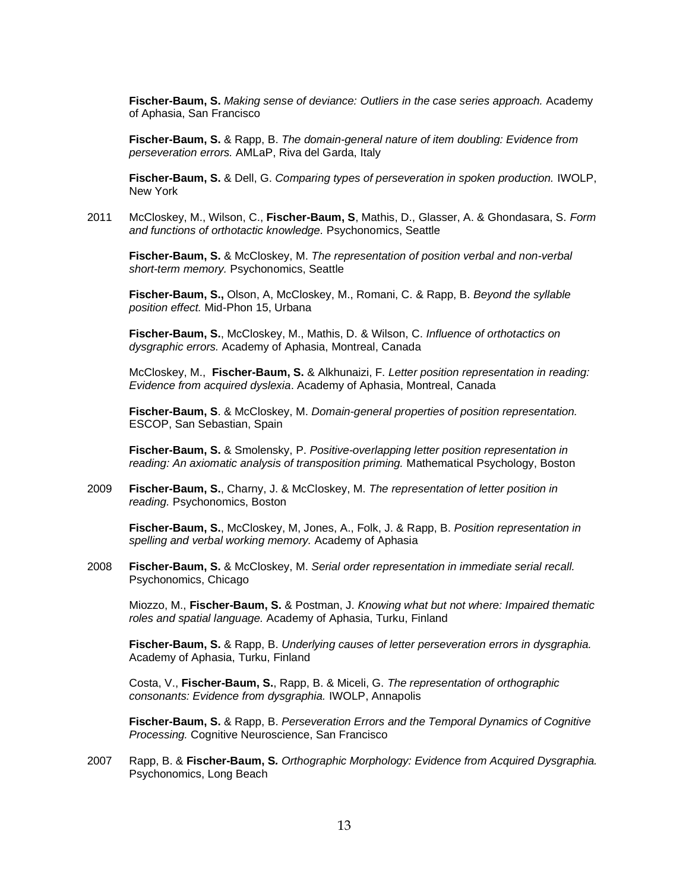**Fischer-Baum, S.** *Making sense of deviance: Outliers in the case series approach.* Academy of Aphasia, San Francisco

**Fischer-Baum, S.** & Rapp, B. *The domain-general nature of item doubling: Evidence from perseveration errors.* AMLaP, Riva del Garda, Italy

**Fischer-Baum, S.** & Dell, G. *Comparing types of perseveration in spoken production.* IWOLP, New York

2011 McCloskey, M., Wilson, C., **Fischer-Baum, S**, Mathis, D., Glasser, A. & Ghondasara, S. *Form and functions of orthotactic knowledge.* Psychonomics, Seattle

**Fischer-Baum, S.** & McCloskey, M. *The representation of position verbal and non-verbal short-term memory.* Psychonomics, Seattle

**Fischer-Baum, S.,** Olson, A, McCloskey, M., Romani, C. & Rapp, B. *Beyond the syllable position effect.* Mid-Phon 15, Urbana

**Fischer-Baum, S.**, McCloskey, M., Mathis, D. & Wilson, C. *Influence of orthotactics on dysgraphic errors.* Academy of Aphasia, Montreal, Canada

McCloskey, M., **Fischer-Baum, S.** & Alkhunaizi, F. *Letter position representation in reading: Evidence from acquired dyslexia*. Academy of Aphasia, Montreal, Canada

**Fischer-Baum, S**. & McCloskey, M. *Domain-general properties of position representation.* ESCOP, San Sebastian, Spain

**Fischer-Baum, S.** & Smolensky, P. *Positive-overlapping letter position representation in reading: An axiomatic analysis of transposition priming.* Mathematical Psychology, Boston

2009 **Fischer-Baum, S.**, Charny, J. & McCloskey, M. *The representation of letter position in reading.* Psychonomics, Boston

**Fischer-Baum, S.**, McCloskey, M, Jones, A., Folk, J. & Rapp, B. *Position representation in spelling and verbal working memory.* Academy of Aphasia

2008 **Fischer-Baum, S.** & McCloskey, M. *Serial order representation in immediate serial recall.* Psychonomics, Chicago

Miozzo, M., **Fischer-Baum, S.** & Postman, J. *Knowing what but not where: Impaired thematic roles and spatial language.* Academy of Aphasia, Turku, Finland

**Fischer-Baum, S.** & Rapp, B. *Underlying causes of letter perseveration errors in dysgraphia.* Academy of Aphasia, Turku, Finland

Costa, V., **Fischer-Baum, S.**, Rapp, B. & Miceli, G. *The representation of orthographic consonants: Evidence from dysgraphia.* IWOLP, Annapolis

**Fischer-Baum, S.** & Rapp, B. *Perseveration Errors and the Temporal Dynamics of Cognitive Processing.* Cognitive Neuroscience, San Francisco

2007 Rapp, B. & **Fischer-Baum, S.** *Orthographic Morphology: Evidence from Acquired Dysgraphia.* Psychonomics, Long Beach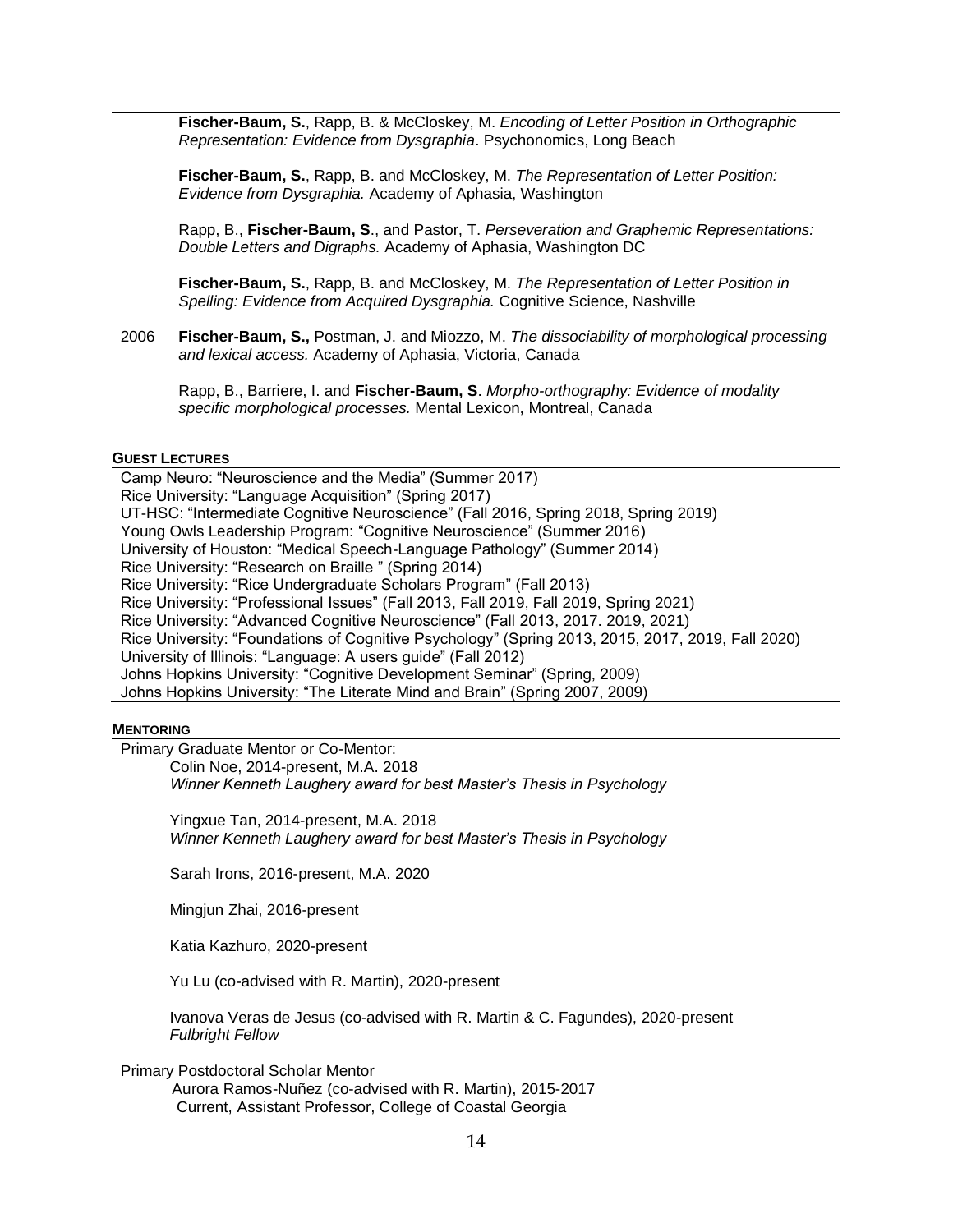**Fischer-Baum, S.**, Rapp, B. & McCloskey, M. *Encoding of Letter Position in Orthographic Representation: Evidence from Dysgraphia*. Psychonomics, Long Beach

**Fischer-Baum, S.**, Rapp, B. and McCloskey, M. *The Representation of Letter Position: Evidence from Dysgraphia.* Academy of Aphasia, Washington

Rapp, B., **Fischer-Baum, S**., and Pastor, T. *Perseveration and Graphemic Representations: Double Letters and Digraphs.* Academy of Aphasia, Washington DC

**Fischer-Baum, S.**, Rapp, B. and McCloskey, M. *The Representation of Letter Position in Spelling: Evidence from Acquired Dysgraphia.* Cognitive Science, Nashville

2006 **Fischer-Baum, S.,** Postman, J. and Miozzo, M. *The dissociability of morphological processing and lexical access.* Academy of Aphasia, Victoria, Canada

Rapp, B., Barriere, I. and **Fischer-Baum, S**. *Morpho-orthography: Evidence of modality specific morphological processes.* Mental Lexicon, Montreal, Canada

**GUEST LECTURES**

Camp Neuro: "Neuroscience and the Media" (Summer 2017)
Rice University: "Language Acquisition" (Spring 2017)
UT-HSC: "Intermediate Cognitive Neuroscience" (Fall 2016, Spring 2018, Spring 2019)
Young Owls Leadership Program: "Cognitive Neuroscience" (Summer 2016)
University of Houston: "Medical Speech-Language Pathology" (Summer 2014)
Rice University: "Research on Braille " (Spring 2014)
Rice University: "Rice Undergraduate Scholars Program" (Fall 2013)
Rice University: "Professional Issues" (Fall 2013, Fall 2019, Fall 2019, Spring 2021)
Rice University: "Advanced Cognitive Neuroscience" (Fall 2013, 2017. 2019, 2021)
Rice University: "Foundations of Cognitive Psychology" (Spring 2013, 2015, 2017, 2019, Fall 2020)
University of Illinois: "Language: A users guide" (Fall 2012)
Johns Hopkins University: "Cognitive Development Seminar" (Spring, 2009)
Johns Hopkins University: "The Literate Mind and Brain" (Spring 2007, 2009)

**MENTORING**

Primary Graduate Mentor or Co-Mentor:

Colin Noe, 2014-present, M.A. 2018
*Winner Kenneth Laughery award for best Master's Thesis in Psychology*

Yingxue Tan, 2014-present, M.A. 2018
*Winner Kenneth Laughery award for best Master's Thesis in Psychology*

Sarah Irons, 2016-present, M.A. 2020

Mingjun Zhai, 2016-present

Katia Kazhuro, 2020-present

Yu Lu (co-advised with R. Martin), 2020-present

Ivanova Veras de Jesus (co-advised with R. Martin & C. Fagundes), 2020-present
*Fulbright Fellow*

Primary Postdoctoral Scholar Mentor

Aurora Ramos-Nuñez (co-advised with R. Martin), 2015-2017
Current, Assistant Professor, College of Coastal Georgia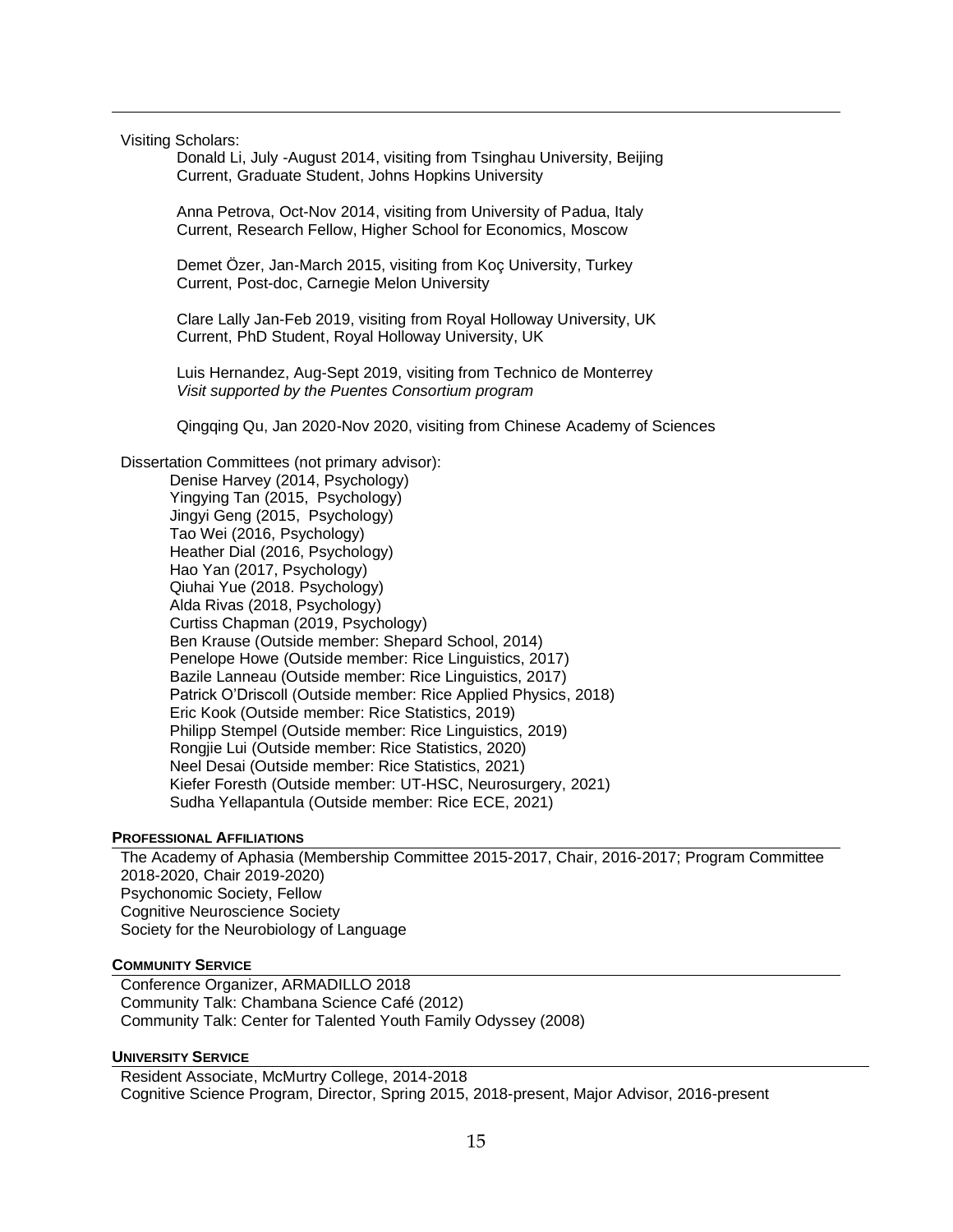Visiting Scholars:

Donald Li, July -August 2014, visiting from Tsinghau University, Beijing
Current, Graduate Student, Johns Hopkins University

Anna Petrova, Oct-Nov 2014, visiting from University of Padua, Italy
Current, Research Fellow, Higher School for Economics, Moscow

Demet Özer, Jan-March 2015, visiting from Koç University, Turkey
Current, Post-doc, Carnegie Melon University

Clare Lally Jan-Feb 2019, visiting from Royal Holloway University, UK
Current, PhD Student, Royal Holloway University, UK

Luis Hernandez, Aug-Sept 2019, visiting from Technico de Monterrey
*Visit supported by the Puentes Consortium program*

Qingqing Qu, Jan 2020-Nov 2020, visiting from Chinese Academy of Sciences

Dissertation Committees (not primary advisor):

Denise Harvey (2014, Psychology)
Yingying Tan (2015, Psychology)
Jingyi Geng (2015, Psychology)
Tao Wei (2016, Psychology)
Heather Dial (2016, Psychology)
Hao Yan (2017, Psychology)
Qiuhai Yue (2018. Psychology)
Alda Rivas (2018, Psychology)
Curtiss Chapman (2019, Psychology)
Ben Krause (Outside member: Shepard School, 2014)
Penelope Howe (Outside member: Rice Linguistics, 2017)
Bazile Lanneau (Outside member: Rice Linguistics, 2017)
Patrick O'Driscoll (Outside member: Rice Applied Physics, 2018)
Eric Kook (Outside member: Rice Statistics, 2019)
Philipp Stempel (Outside member: Rice Linguistics, 2019)
Rongjie Lui (Outside member: Rice Statistics, 2020)
Neel Desai (Outside member: Rice Statistics, 2021)
Kiefer Foresth (Outside member: UT-HSC, Neurosurgery, 2021)
Sudha Yellapantula (Outside member: Rice ECE, 2021)

## PROFESSIONAL AFFILIATIONS

The Academy of Aphasia (Membership Committee 2015-2017, Chair, 2016-2017; Program Committee 2018-2020, Chair 2019-2020)
Psychonomic Society, Fellow
Cognitive Neuroscience Society
Society for the Neurobiology of Language

## COMMUNITY SERVICE

Conference Organizer, ARMADILLO 2018
Community Talk: Chambana Science Café (2012)
Community Talk: Center for Talented Youth Family Odyssey (2008)

## UNIVERSITY SERVICE

Resident Associate, McMurtry College, 2014-2018
Cognitive Science Program, Director, Spring 2015, 2018-present, Major Advisor, 2016-present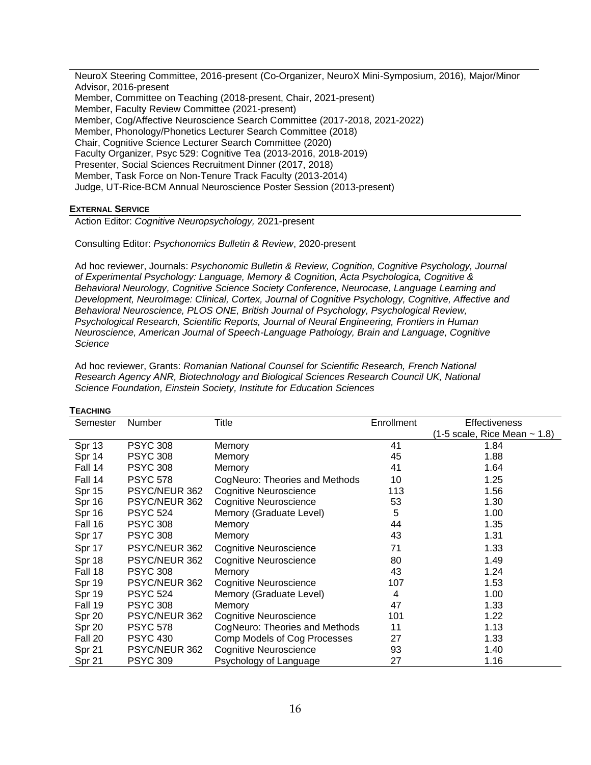NeuroX Steering Committee, 2016-present (Co-Organizer, NeuroX Mini-Symposium, 2016), Major/Minor Advisor, 2016-present
Member, Committee on Teaching (2018-present, Chair, 2021-present)
Member, Faculty Review Committee (2021-present)
Member, Cog/Affective Neuroscience Search Committee (2017-2018, 2021-2022)
Member, Phonology/Phonetics Lecturer Search Committee (2018)
Chair, Cognitive Science Lecturer Search Committee (2020)
Faculty Organizer, Psyc 529: Cognitive Tea (2013-2016, 2018-2019)
Presenter, Social Sciences Recruitment Dinner (2017, 2018)
Member, Task Force on Non-Tenure Track Faculty (2013-2014)
Judge, UT-Rice-BCM Annual Neuroscience Poster Session (2013-present)

### EXTERNAL SERVICE

Action Editor: *Cognitive Neuropsychology,* 2021-present

Consulting Editor: *Psychonomics Bulletin & Review*, 2020-present

Ad hoc reviewer, Journals: *Psychonomic Bulletin & Review, Cognition, Cognitive Psychology, Journal of Experimental Psychology: Language, Memory & Cognition, Acta Psychologica, Cognitive & Behavioral Neurology, Cognitive Science Society Conference, Neurocase, Language Learning and Development, NeuroImage: Clinical, Cortex, Journal of Cognitive Psychology, Cognitive, Affective and Behavioral Neuroscience, PLOS ONE, British Journal of Psychology, Psychological Review, Psychological Research, Scientific Reports, Journal of Neural Engineering, Frontiers in Human Neuroscience, American Journal of Speech-Language Pathology, Brain and Language, Cognitive Science*

Ad hoc reviewer, Grants: *Romanian National Counsel for Scientific Research, French National Research Agency ANR, Biotechnology and Biological Sciences Research Council UK, National Science Foundation, Einstein Society, Institute for Education Sciences*

### TEACHING

| Semester | Number | Title | Enrollment | Effectiveness (1-5 scale, Rice Mean ~ 1.8) |
|---|---|---|---|---|
| Spr 13 | PSYC 308 | Memory | 41 | 1.84 |
| Spr 14 | PSYC 308 | Memory | 45 | 1.88 |
| Fall 14 | PSYC 308 | Memory | 41 | 1.64 |
| Fall 14 | PSYC 578 | CogNeuro: Theories and Methods | 10 | 1.25 |
| Spr 15 | PSYC/NEUR 362 | Cognitive Neuroscience | 113 | 1.56 |
| Spr 16 | PSYC/NEUR 362 | Cognitive Neuroscience | 53 | 1.30 |
| Spr 16 | PSYC 524 | Memory (Graduate Level) | 5 | 1.00 |
| Fall 16 | PSYC 308 | Memory | 44 | 1.35 |
| Spr 17 | PSYC 308 | Memory | 43 | 1.31 |
| Spr 17 | PSYC/NEUR 362 | Cognitive Neuroscience | 71 | 1.33 |
| Spr 18 | PSYC/NEUR 362 | Cognitive Neuroscience | 80 | 1.49 |
| Fall 18 | PSYC 308 | Memory | 43 | 1.24 |
| Spr 19 | PSYC/NEUR 362 | Cognitive Neuroscience | 107 | 1.53 |
| Spr 19 | PSYC 524 | Memory (Graduate Level) | 4 | 1.00 |
| Fall 19 | PSYC 308 | Memory | 47 | 1.33 |
| Spr 20 | PSYC/NEUR 362 | Cognitive Neuroscience | 101 | 1.22 |
| Spr 20 | PSYC 578 | CogNeuro: Theories and Methods | 11 | 1.13 |
| Fall 20 | PSYC 430 | Comp Models of Cog Processes | 27 | 1.33 |
| Spr 21 | PSYC/NEUR 362 | Cognitive Neuroscience | 93 | 1.40 |
| Spr 21 | PSYC 309 | Psychology of Language | 27 | 1.16 |